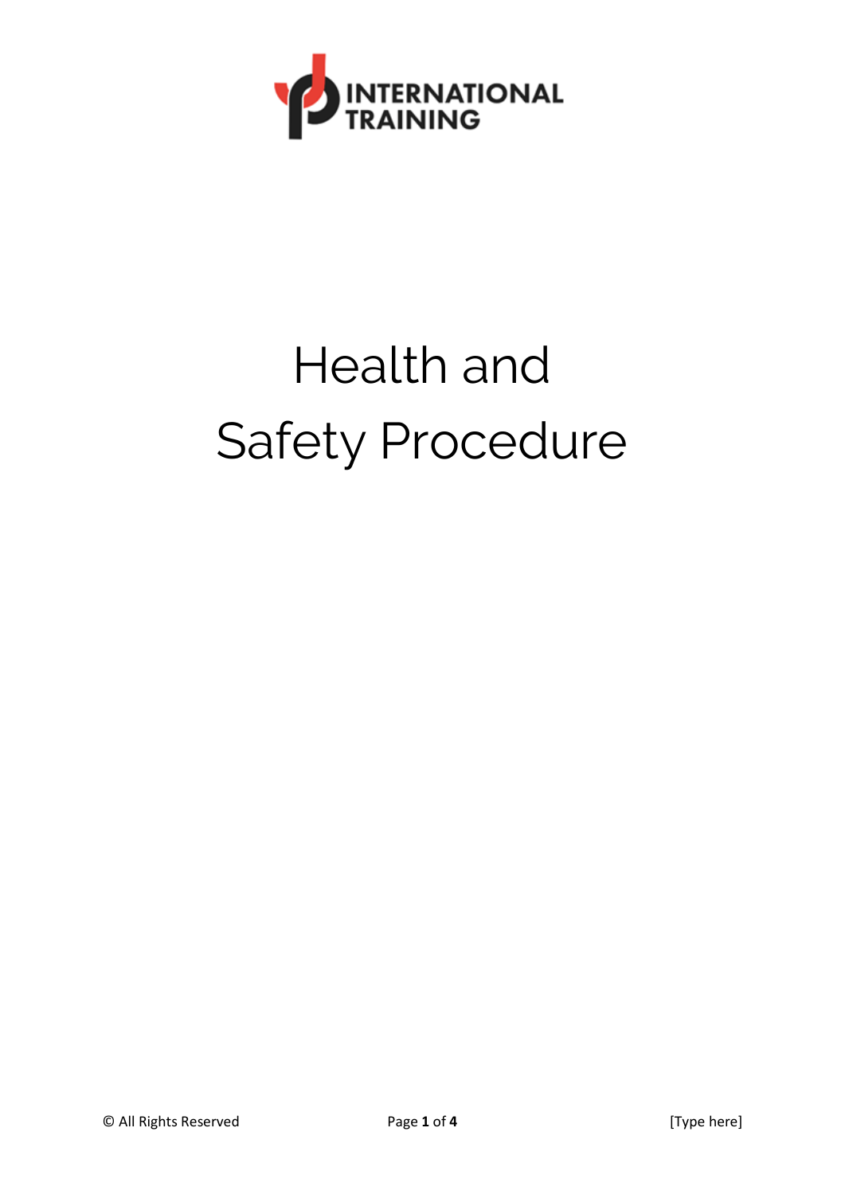# Health and Safety Procedure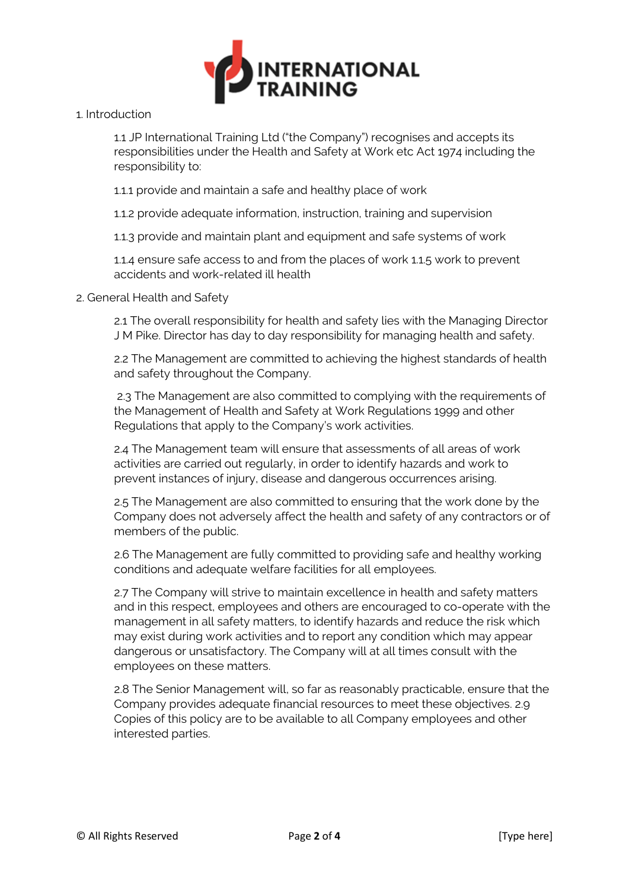1. Introduction

1.1 JP International Training Ltd ("the Company") recognises and accepts its responsibilities under the Health and Safety at Work etc Act 1974 including the responsibility to:

1.1.1 provide and maintain a safe and healthy place of work

1.1.2 provide adequate information, instruction, training and supervision

1.1.3 provide and maintain plant and equipment and safe systems of work

1.1.4 ensure safe access to and from the places of work 1.1.5 work to prevent accidents and work-related ill health

2. General Health and Safety

2.1 The overall responsibility for health and safety lies with the Managing Director J M Pike. Director has day to day responsibility for managing health and safety.

2.2 The Management are committed to achieving the highest standards of health and safety throughout the Company.

2.3 The Management are also committed to complying with the requirements of the Management of Health and Safety at Work Regulations 1999 and other Regulations that apply to the Company's work activities.

2.4 The Management team will ensure that assessments of all areas of work activities are carried out regularly, in order to identify hazards and work to prevent instances of injury, disease and dangerous occurrences arising.

2.5 The Management are also committed to ensuring that the work done by the Company does not adversely affect the health and safety of any contractors or of members of the public.

2.6 The Management are fully committed to providing safe and healthy working conditions and adequate welfare facilities for all employees.

2.7 The Company will strive to maintain excellence in health and safety matters and in this respect, employees and others are encouraged to co-operate with the management in all safety matters, to identify hazards and reduce the risk which may exist during work activities and to report any condition which may appear dangerous or unsatisfactory. The Company will at all times consult with the employees on these matters.

2.8 The Senior Management will, so far as reasonably practicable, ensure that the Company provides adequate financial resources to meet these objectives. 2.9 Copies of this policy are to be available to all Company employees and other interested parties.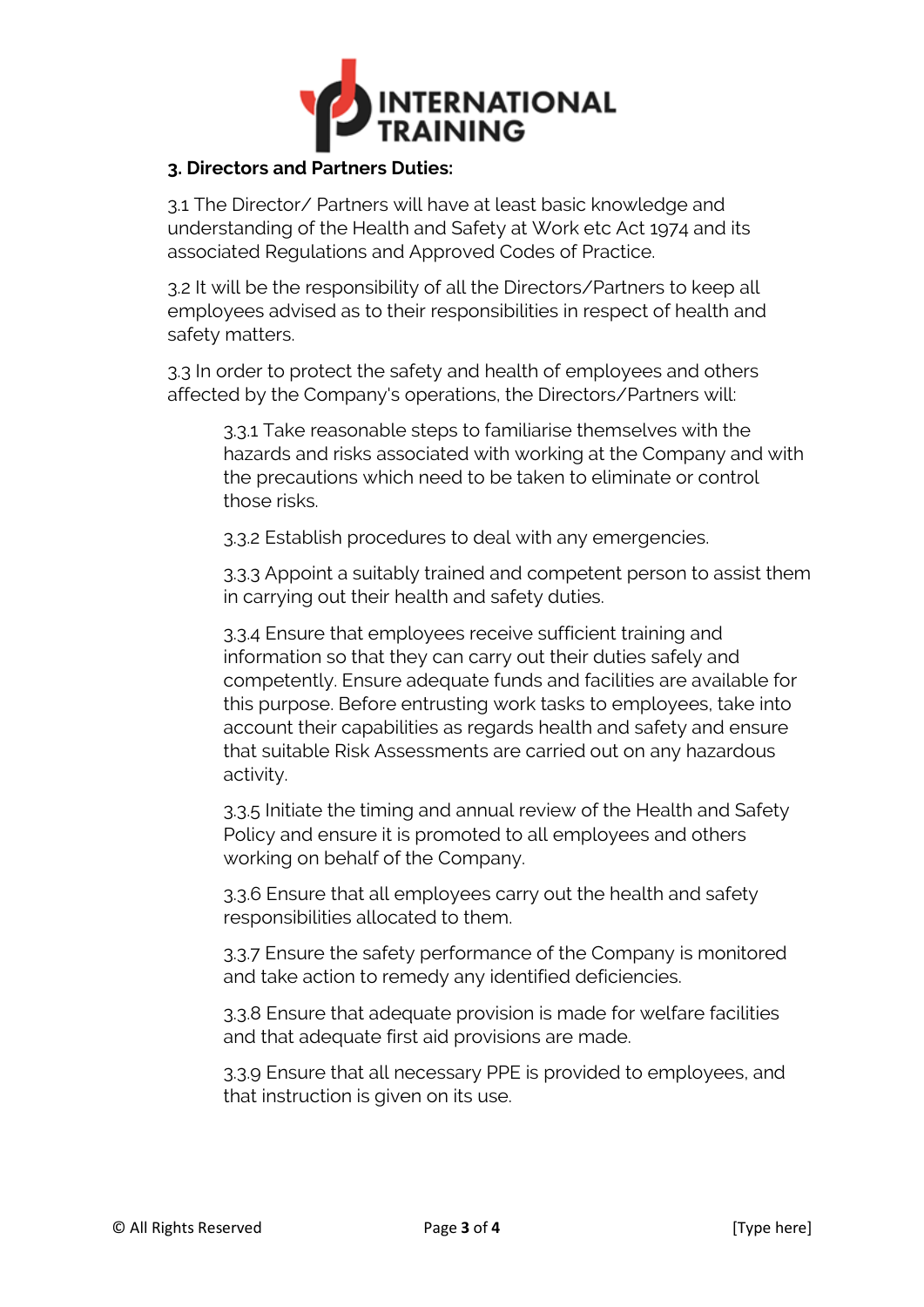### 3. Directors and Partners Duties:

3.1 The Director/ Partners will have at least basic knowledge and understanding of the Health and Safety at Work etc Act 1974 and its associated Regulations and Approved Codes of Practice.

3.2 It will be the responsibility of all the Directors/Partners to keep all employees advised as to their responsibilities in respect of health and safety matters.

3.3 In order to protect the safety and health of employees and others affected by the Company's operations, the Directors/Partners will:

> 3.3.1 Take reasonable steps to familiarise themselves with the hazards and risks associated with working at the Company and with the precautions which need to be taken to eliminate or control those risks.
>
> 3.3.2 Establish procedures to deal with any emergencies.
>
> 3.3.3 Appoint a suitably trained and competent person to assist them in carrying out their health and safety duties.
>
> 3.3.4 Ensure that employees receive sufficient training and information so that they can carry out their duties safely and competently. Ensure adequate funds and facilities are available for this purpose. Before entrusting work tasks to employees, take into account their capabilities as regards health and safety and ensure that suitable Risk Assessments are carried out on any hazardous activity.
>
> 3.3.5 Initiate the timing and annual review of the Health and Safety Policy and ensure it is promoted to all employees and others working on behalf of the Company.
>
> 3.3.6 Ensure that all employees carry out the health and safety responsibilities allocated to them.
>
> 3.3.7 Ensure the safety performance of the Company is monitored and take action to remedy any identified deficiencies.
>
> 3.3.8 Ensure that adequate provision is made for welfare facilities and that adequate first aid provisions are made.
>
> 3.3.9 Ensure that all necessary PPE is provided to employees, and that instruction is given on its use.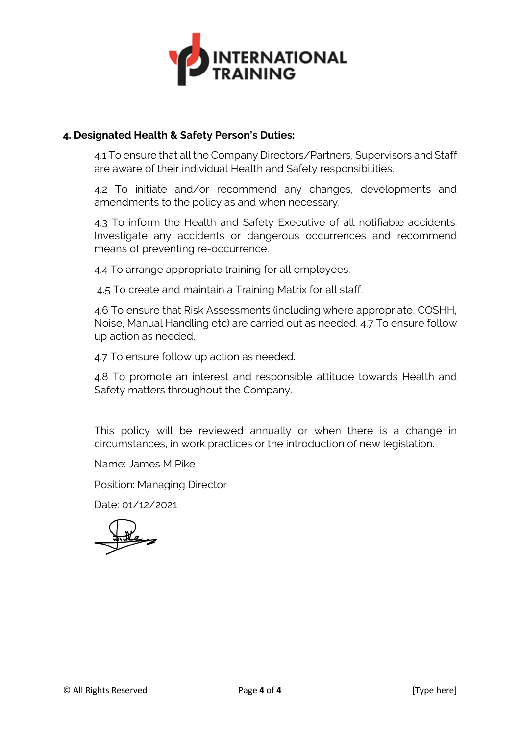## 4. Designated Health & Safety Person's Duties:

4.1 To ensure that all the Company Directors/Partners, Supervisors and Staff are aware of their individual Health and Safety responsibilities.

4.2 To initiate and/or recommend any changes, developments and amendments to the policy as and when necessary.

4.3 To inform the Health and Safety Executive of all notifiable accidents. Investigate any accidents or dangerous occurrences and recommend means of preventing re-occurrence.

4.4 To arrange appropriate training for all employees.

4.5 To create and maintain a Training Matrix for all staff.

4.6 To ensure that Risk Assessments (including where appropriate, COSHH, Noise, Manual Handling etc) are carried out as needed. 4.7 To ensure follow up action as needed.

4.7 To ensure follow up action as needed.

4.8 To promote an interest and responsible attitude towards Health and Safety matters throughout the Company.

This policy will be reviewed annually or when there is a change in circumstances, in work practices or the introduction of new legislation.

Name: James M Pike

Position: Managing Director

Date: 01/12/2021